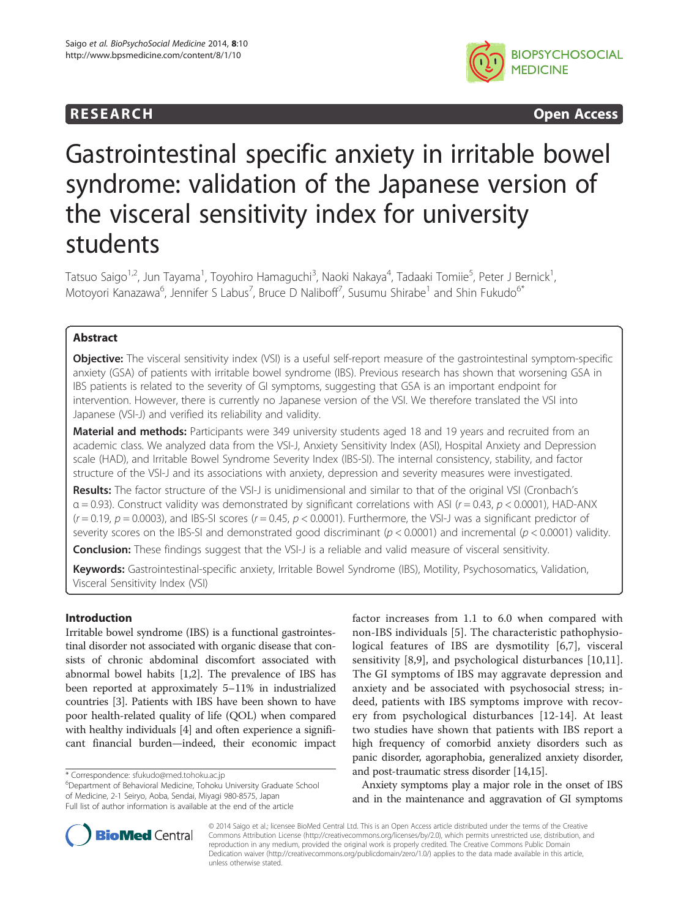**RESEARCH** **Open Access**

# Gastrointestinal specific anxiety in irritable bowel syndrome: validation of the Japanese version of the visceral sensitivity index for university students

Tatsuo Saigo[1,2], Jun Tayama[1], Toyohiro Hamaguchi[3], Naoki Nakaya[4], Tadaaki Tomiie[5], Peter J Bernick[1], Motoyori Kanazawa[6], Jennifer S Labus[7], Bruce D Naliboff[7], Susumu Shirabe[1] and Shin Fukudo[6*]

## Abstract

**Objective:** The visceral sensitivity index (VSI) is a useful self-report measure of the gastrointestinal symptom-specific anxiety (GSA) of patients with irritable bowel syndrome (IBS). Previous research has shown that worsening GSA in IBS patients is related to the severity of GI symptoms, suggesting that GSA is an important endpoint for intervention. However, there is currently no Japanese version of the VSI. We therefore translated the VSI into Japanese (VSI-J) and verified its reliability and validity.

**Material and methods:** Participants were 349 university students aged 18 and 19 years and recruited from an academic class. We analyzed data from the VSI-J, Anxiety Sensitivity Index (ASI), Hospital Anxiety and Depression scale (HAD), and Irritable Bowel Syndrome Severity Index (IBS-SI). The internal consistency, stability, and factor structure of the VSI-J and its associations with anxiety, depression and severity measures were investigated.

**Results:** The factor structure of the VSI-J is unidimensional and similar to that of the original VSI (Cronbach's $\alpha = 0.93$). Construct validity was demonstrated by significant correlations with ASI ($r = 0.43$, $p < 0.0001$), HAD-ANX ($r = 0.19$, $p = 0.0003$), and IBS-SI scores ($r = 0.45$, $p < 0.0001$). Furthermore, the VSI-J was a significant predictor of severity scores on the IBS-SI and demonstrated good discriminant ($p < 0.0001$) and incremental ($p < 0.0001$) validity.

**Conclusion:** These findings suggest that the VSI-J is a reliable and valid measure of visceral sensitivity.

**Keywords:** Gastrointestinal-specific anxiety, Irritable Bowel Syndrome (IBS), Motility, Psychosomatics, Validation, Visceral Sensitivity Index (VSI)

## Introduction

Irritable bowel syndrome (IBS) is a functional gastrointestinal disorder not associated with organic disease that consists of chronic abdominal discomfort associated with abnormal bowel habits [1,2]. The prevalence of IBS has been reported at approximately 5–11% in industrialized countries [3]. Patients with IBS have been shown to have poor health-related quality of life (QOL) when compared with healthy individuals [4] and often experience a significant financial burden—indeed, their economic impact factor increases from 1.1 to 6.0 when compared with non-IBS individuals [5]. The characteristic pathophysiological features of IBS are dysmotility [6,7], visceral sensitivity [8,9], and psychological disturbances [10,11]. The GI symptoms of IBS may aggravate depression and anxiety and be associated with psychosocial stress; indeed, patients with IBS symptoms improve with recovery from psychological disturbances [12-14]. At least two studies have shown that patients with IBS report a high frequency of comorbid anxiety disorders such as panic disorder, agoraphobia, generalized anxiety disorder, and post-traumatic stress disorder [14,15].

Anxiety symptoms play a major role in the onset of IBS and in the maintenance and aggravation of GI symptoms

\* Correspondence: sfukudo@med.tohoku.ac.jp
[6]Department of Behavioral Medicine, Tohoku University Graduate School of Medicine, 2-1 Seiryo, Aoba, Sendai, Miyagi 980-8575, Japan
Full list of author information is available at the end of the article

© 2014 Saigo et al.; licensee BioMed Central Ltd. This is an Open Access article distributed under the terms of the Creative Commons Attribution License (http://creativecommons.org/licenses/by/2.0), which permits unrestricted use, distribution, and reproduction in any medium, provided the original work is properly credited. The Creative Commons Public Domain Dedication waiver (http://creativecommons.org/publicdomain/zero/1.0/) applies to the data made available in this article, unless otherwise stated.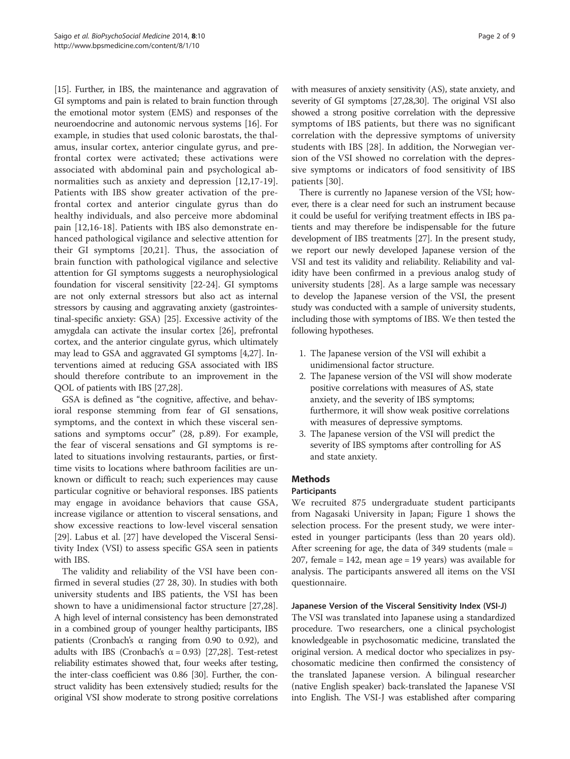[15]. Further, in IBS, the maintenance and aggravation of GI symptoms and pain is related to brain function through the emotional motor system (EMS) and responses of the neuroendocrine and autonomic nervous systems [16]. For example, in studies that used colonic barostats, the thalamus, insular cortex, anterior cingulate gyrus, and prefrontal cortex were activated; these activations were associated with abdominal pain and psychological abnormalities such as anxiety and depression [12,17-19]. Patients with IBS show greater activation of the prefrontal cortex and anterior cingulate gyrus than do healthy individuals, and also perceive more abdominal pain [12,16-18]. Patients with IBS also demonstrate enhanced pathological vigilance and selective attention for their GI symptoms [20,21]. Thus, the association of brain function with pathological vigilance and selective attention for GI symptoms suggests a neurophysiological foundation for visceral sensitivity [22-24]. GI symptoms are not only external stressors but also act as internal stressors by causing and aggravating anxiety (gastrointestinal-specific anxiety: GSA) [25]. Excessive activity of the amygdala can activate the insular cortex [26], prefrontal cortex, and the anterior cingulate gyrus, which ultimately may lead to GSA and aggravated GI symptoms [4,27]. Interventions aimed at reducing GSA associated with IBS should therefore contribute to an improvement in the QOL of patients with IBS [27,28].

GSA is defined as "the cognitive, affective, and behavioral response stemming from fear of GI sensations, symptoms, and the context in which these visceral sensations and symptoms occur" (28, p.89). For example, the fear of visceral sensations and GI symptoms is related to situations involving restaurants, parties, or first-time visits to locations where bathroom facilities are unknown or difficult to reach; such experiences may cause particular cognitive or behavioral responses. IBS patients may engage in avoidance behaviors that cause GSA, increase vigilance or attention to visceral sensations, and show excessive reactions to low-level visceral sensation [29]. Labus et al. [27] have developed the Visceral Sensitivity Index (VSI) to assess specific GSA seen in patients with IBS.

The validity and reliability of the VSI have been confirmed in several studies (27 28, 30). In studies with both university students and IBS patients, the VSI has been shown to have a unidimensional factor structure [27,28]. A high level of internal consistency has been demonstrated in a combined group of younger healthy participants, IBS patients (Cronbach's α ranging from 0.90 to 0.92), and adults with IBS (Cronbach's α = 0.93) [27,28]. Test-retest reliability estimates showed that, four weeks after testing, the inter-class coefficient was 0.86 [30]. Further, the construct validity has been extensively studied; results for the original VSI show moderate to strong positive correlations with measures of anxiety sensitivity (AS), state anxiety, and severity of GI symptoms [27,28,30]. The original VSI also showed a strong positive correlation with the depressive symptoms of IBS patients, but there was no significant correlation with the depressive symptoms of university students with IBS [28]. In addition, the Norwegian version of the VSI showed no correlation with the depressive symptoms or indicators of food sensitivity of IBS patients [30].

There is currently no Japanese version of the VSI; however, there is a clear need for such an instrument because it could be useful for verifying treatment effects in IBS patients and may therefore be indispensable for the future development of IBS treatments [27]. In the present study, we report our newly developed Japanese version of the VSI and test its validity and reliability. Reliability and validity have been confirmed in a previous analog study of university students [28]. As a large sample was necessary to develop the Japanese version of the VSI, the present study was conducted with a sample of university students, including those with symptoms of IBS. We then tested the following hypotheses.

1. The Japanese version of the VSI will exhibit a unidimensional factor structure.
2. The Japanese version of the VSI will show moderate positive correlations with measures of AS, state anxiety, and the severity of IBS symptoms; furthermore, it will show weak positive correlations with measures of depressive symptoms.
3. The Japanese version of the VSI will predict the severity of IBS symptoms after controlling for AS and state anxiety.

## Methods

### Participants

We recruited 875 undergraduate student participants from Nagasaki University in Japan; Figure 1 shows the selection process. For the present study, we were interested in younger participants (less than 20 years old). After screening for age, the data of 349 students (male = 207, female = 142, mean age = 19 years) was available for analysis. The participants answered all items on the VSI questionnaire.

### Japanese Version of the Visceral Sensitivity Index (VSI-J)

The VSI was translated into Japanese using a standardized procedure. Two researchers, one a clinical psychologist knowledgeable in psychosomatic medicine, translated the original version. A medical doctor who specializes in psychosomatic medicine then confirmed the consistency of the translated Japanese version. A bilingual researcher (native English speaker) back-translated the Japanese VSI into English. The VSI-J was established after comparing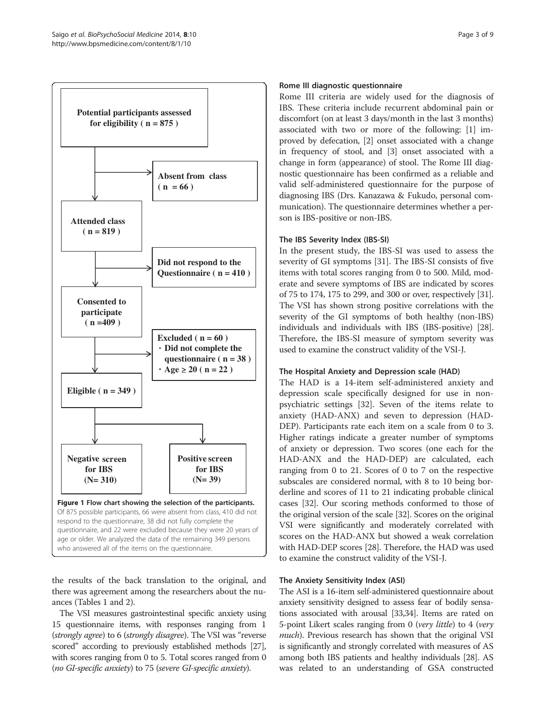Potential participants assessed for eligibility ( n = 875 )

Absent from class ( n = 66 )

Attended class ( n = 819 )

Did not respond to the Questionnaire ( n = 410 )

Consented to participate ( n =409 )

Excluded ( n = 60 )
・Did not complete the questionnaire ( n = 38 )
・Age ≥ 20 ( n = 22 )

Eligible ( n = 349 )

Negative screen for IBS (N= 310)

Positive screen for IBS (N= 39)

**Figure 1 Flow chart showing the selection of the participants.** Of 875 possible participants, 66 were absent from class, 410 did not respond to the questionnaire, 38 did not fully complete the questionnaire, and 22 were excluded because they were 20 years of age or older. We analyzed the data of the remaining 349 persons who answered all of the items on the questionnaire.

the results of the back translation to the original, and there was agreement among the researchers about the nuances (Tables 1 and 2).

The VSI measures gastrointestinal specific anxiety using 15 questionnaire items, with responses ranging from 1 (*strongly agree*) to 6 (*strongly disagree*). The VSI was "reverse scored" according to previously established methods [27], with scores ranging from 0 to 5. Total scores ranged from 0 (*no GI-specific anxiety*) to 75 (*severe GI-specific anxiety*).

#### Rome III diagnostic questionnaire

Rome III criteria are widely used for the diagnosis of IBS. These criteria include recurrent abdominal pain or discomfort (on at least 3 days/month in the last 3 months) associated with two or more of the following: [1] improved by defecation, [2] onset associated with a change in frequency of stool, and [3] onset associated with a change in form (appearance) of stool. The Rome III diagnostic questionnaire has been confirmed as a reliable and valid self-administered questionnaire for the purpose of diagnosing IBS (Drs. Kanazawa & Fukudo, personal communication). The questionnaire determines whether a person is IBS-positive or non-IBS.

#### The IBS Severity Index (IBS-SI)

In the present study, the IBS-SI was used to assess the severity of GI symptoms [31]. The IBS-SI consists of five items with total scores ranging from 0 to 500. Mild, moderate and severe symptoms of IBS are indicated by scores of 75 to 174, 175 to 299, and 300 or over, respectively [31]. The VSI has shown strong positive correlations with the severity of the GI symptoms of both healthy (non-IBS) individuals and individuals with IBS (IBS-positive) [28]. Therefore, the IBS-SI measure of symptom severity was used to examine the construct validity of the VSI-J.

#### The Hospital Anxiety and Depression scale (HAD)

The HAD is a 14-item self-administered anxiety and depression scale specifically designed for use in nonpsychiatric settings [32]. Seven of the items relate to anxiety (HAD-ANX) and seven to depression (HAD-DEP). Participants rate each item on a scale from 0 to 3. Higher ratings indicate a greater number of symptoms of anxiety or depression. Two scores (one each for the HAD-ANX and the HAD-DEP) are calculated, each ranging from 0 to 21. Scores of 0 to 7 on the respective subscales are considered normal, with 8 to 10 being borderline and scores of 11 to 21 indicating probable clinical cases [32]. Our scoring methods conformed to those of the original version of the scale [32]. Scores on the original VSI were significantly and moderately correlated with scores on the HAD-ANX but showed a weak correlation with HAD-DEP scores [28]. Therefore, the HAD was used to examine the construct validity of the VSI-J.

#### The Anxiety Sensitivity Index (ASI)

The ASI is a 16-item self-administered questionnaire about anxiety sensitivity designed to assess fear of bodily sensations associated with arousal [33,34]. Items are rated on 5-point Likert scales ranging from 0 (*very little*) to 4 (*very much*). Previous research has shown that the original VSI is significantly and strongly correlated with measures of AS among both IBS patients and healthy individuals [28]. AS was related to an understanding of GSA constructed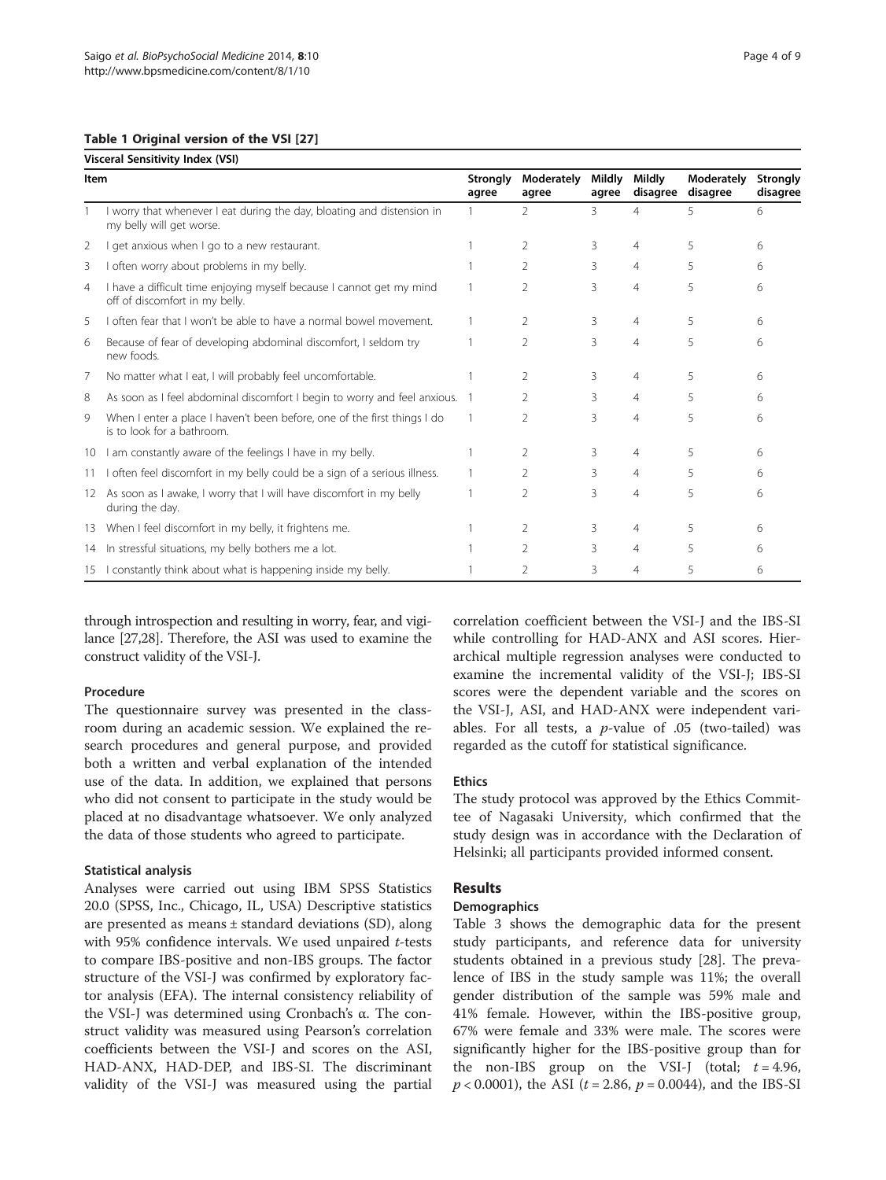**Table 1 Original version of the VSI [27]**

| Visceral Sensitivity Index (VSI) | | | | | | | |
|---|---|---|---|---|---|---|---|
| Item | | Strongly agree | Moderately agree | Mildly agree | Mildly disagree | Moderately disagree | Strongly disagree |
| 1 | I worry that whenever I eat during the day, bloating and distension in my belly will get worse. | 1 | 2 | 3 | 4 | 5 | 6 |
| 2 | I get anxious when I go to a new restaurant. | 1 | 2 | 3 | 4 | 5 | 6 |
| 3 | I often worry about problems in my belly. | 1 | 2 | 3 | 4 | 5 | 6 |
| 4 | I have a difficult time enjoying myself because I cannot get my mind off of discomfort in my belly. | 1 | 2 | 3 | 4 | 5 | 6 |
| 5 | I often fear that I won't be able to have a normal bowel movement. | 1 | 2 | 3 | 4 | 5 | 6 |
| 6 | Because of fear of developing abdominal discomfort, I seldom try new foods. | 1 | 2 | 3 | 4 | 5 | 6 |
| 7 | No matter what I eat, I will probably feel uncomfortable. | 1 | 2 | 3 | 4 | 5 | 6 |
| 8 | As soon as I feel abdominal discomfort I begin to worry and feel anxious. | 1 | 2 | 3 | 4 | 5 | 6 |
| 9 | When I enter a place I haven't been before, one of the first things I do is to look for a bathroom. | 1 | 2 | 3 | 4 | 5 | 6 |
| 10 | I am constantly aware of the feelings I have in my belly. | 1 | 2 | 3 | 4 | 5 | 6 |
| 11 | I often feel discomfort in my belly could be a sign of a serious illness. | 1 | 2 | 3 | 4 | 5 | 6 |
| 12 | As soon as I awake, I worry that I will have discomfort in my belly during the day. | 1 | 2 | 3 | 4 | 5 | 6 |
| 13 | When I feel discomfort in my belly, it frightens me. | 1 | 2 | 3 | 4 | 5 | 6 |
| 14 | In stressful situations, my belly bothers me a lot. | 1 | 2 | 3 | 4 | 5 | 6 |
| 15 | I constantly think about what is happening inside my belly. | 1 | 2 | 3 | 4 | 5 | 6 |

through introspection and resulting in worry, fear, and vigilance [27,28]. Therefore, the ASI was used to examine the construct validity of the VSI-J.

### Procedure

The questionnaire survey was presented in the classroom during an academic session. We explained the research procedures and general purpose, and provided both a written and verbal explanation of the intended use of the data. In addition, we explained that persons who did not consent to participate in the study would be placed at no disadvantage whatsoever. We only analyzed the data of those students who agreed to participate.

### Statistical analysis

Analyses were carried out using IBM SPSS Statistics 20.0 (SPSS, Inc., Chicago, IL, USA) Descriptive statistics are presented as means ± standard deviations (SD), along with 95% confidence intervals. We used unpaired *t*-tests to compare IBS-positive and non-IBS groups. The factor structure of the VSI-J was confirmed by exploratory factor analysis (EFA). The internal consistency reliability of the VSI-J was determined using Cronbach's α. The construct validity was measured using Pearson's correlation coefficients between the VSI-J and scores on the ASI, HAD-ANX, HAD-DEP, and IBS-SI. The discriminant validity of the VSI-J was measured using the partial correlation coefficient between the VSI-J and the IBS-SI while controlling for HAD-ANX and ASI scores. Hierarchical multiple regression analyses were conducted to examine the incremental validity of the VSI-J; IBS-SI scores were the dependent variable and the scores on the VSI-J, ASI, and HAD-ANX were independent variables. For all tests, a *p*-value of .05 (two-tailed) was regarded as the cutoff for statistical significance.

### Ethics

The study protocol was approved by the Ethics Committee of Nagasaki University, which confirmed that the study design was in accordance with the Declaration of Helsinki; all participants provided informed consent.

## Results

### Demographics

Table 3 shows the demographic data for the present study participants, and reference data for university students obtained in a previous study [28]. The prevalence of IBS in the study sample was 11%; the overall gender distribution of the sample was 59% male and 41% female. However, within the IBS-positive group, 67% were female and 33% were male. The scores were significantly higher for the IBS-positive group than for the non-IBS group on the VSI-J (total; $t = 4.96$, $p < 0.0001$), the ASI ($t = 2.86$, $p = 0.0044$), and the IBS-SI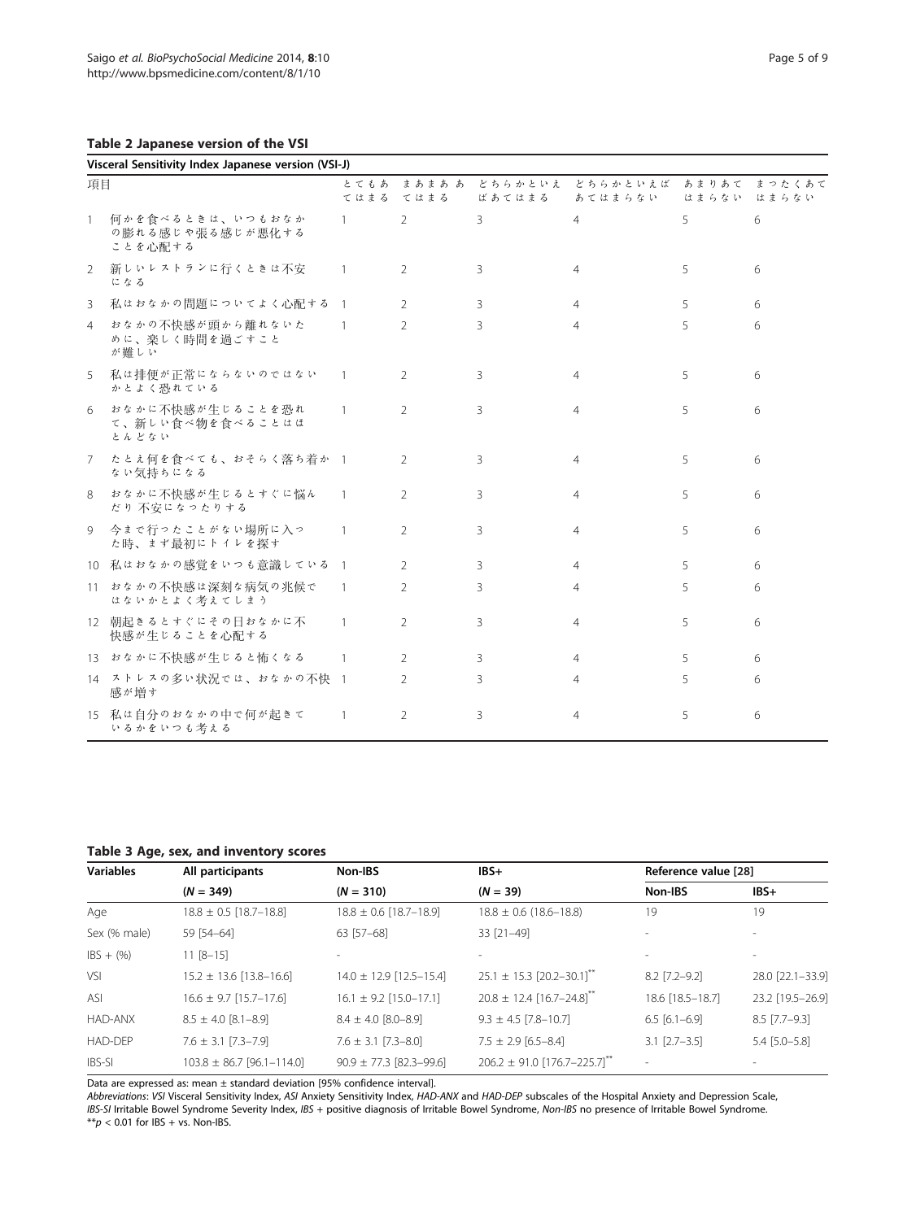**Table 2 Japanese version of the VSI**

| Visceral Sensitivity Index Japanese version (VSI-J) | | | | | | |
|---|---|---|---|---|---|---|
| 項目 | とてもあてはまる | まあまああてはまる | どちらかといえばあてはまる | どちらかといえばあてはまらない | あまりあてはまらない | まったくあてはまらない |
| 1 何かを食べるときは、いつもおなかの膨れる感じや張る感じが悪化することを心配する | 1 | 2 | 3 | 4 | 5 | 6 |
| 2 新しいレストランに行くときは不安になる | 1 | 2 | 3 | 4 | 5 | 6 |
| 3 私はおなかの問題についてよく心配する | 1 | 2 | 3 | 4 | 5 | 6 |
| 4 おなかの不快感が頭から離れないために、楽しく時間を過ごすことが難しい | 1 | 2 | 3 | 4 | 5 | 6 |
| 5 私は排便が正常にならないのではないかとよく恐れている | 1 | 2 | 3 | 4 | 5 | 6 |
| 6 おなかに不快感が生じることを恐れて、新しい食べ物を食べることはほとんどない | 1 | 2 | 3 | 4 | 5 | 6 |
| 7 たとえ何を食べても、おそらく落ち着かない気持ちになる | 1 | 2 | 3 | 4 | 5 | 6 |
| 8 おなかに不快感が生じるとすぐに悩んだり不安になったりする | 1 | 2 | 3 | 4 | 5 | 6 |
| 9 今まで行ったことがない場所に入った時、まず最初にトイレを探す | 1 | 2 | 3 | 4 | 5 | 6 |
| 10 私はおなかの感覚をいつも意識している | 1 | 2 | 3 | 4 | 5 | 6 |
| 11 おなかの不快感は深刻な病気の兆候ではないかとよく考えてしまう | 1 | 2 | 3 | 4 | 5 | 6 |
| 12 朝起きるとすぐにその日おなかに不快感が生じることを心配する | 1 | 2 | 3 | 4 | 5 | 6 |
| 13 おなかに不快感が生じると怖くなる | 1 | 2 | 3 | 4 | 5 | 6 |
| 14 ストレスの多い状況では、おなかの不快感が増す | 1 | 2 | 3 | 4 | 5 | 6 |
| 15 私は自分のおなかの中で何が起きているかをいつも考える | 1 | 2 | 3 | 4 | 5 | 6 |

**Table 3 Age, sex, and inventory scores**

| Variables | All participants | Non-IBS | IBS+ | Reference value [28] | |
|---|---|---|---|---|---|
| | (*N* = 349) | (*N* = 310) | (*N* = 39) | Non-IBS | IBS+ |
| Age | 18.8 ± 0.5 [18.7–18.8] | 18.8 ± 0.6 [18.7–18.9] | 18.8 ± 0.6 (18.6–18.8) | 19 | 19 |
| Sex (% male) | 59 [54–64] | 63 [57–68] | 33 [21–49] | - | - |
| IBS + (%) | 11 [8–15] | - | - | - | - |
| VSI | 15.2 ± 13.6 [13.8–16.6] | 14.0 ± 12.9 [12.5–15.4] | 25.1 ± 15.3 [20.2–30.1]** | 8.2 [7.2–9.2] | 28.0 [22.1–33.9] |
| ASI | 16.6 ± 9.7 [15.7–17.6] | 16.1 ± 9.2 [15.0–17.1] | 20.8 ± 12.4 [16.7–24.8]** | 18.6 [18.5–18.7] | 23.2 [19.5–26.9] |
| HAD-ANX | 8.5 ± 4.0 [8.1–8.9] | 8.4 ± 4.0 [8.0–8.9] | 9.3 ± 4.5 [7.8–10.7] | 6.5 [6.1–6.9] | 8.5 [7.7–9.3] |
| HAD-DEP | 7.6 ± 3.1 [7.3–7.9] | 7.6 ± 3.1 [7.3–8.0] | 7.5 ± 2.9 [6.5–8.4] | 3.1 [2.7–3.5] | 5.4 [5.0–5.8] |
| IBS-SI | 103.8 ± 86.7 [96.1–114.0] | 90.9 ± 77.3 [82.3–99.6] | 206.2 ± 91.0 [176.7–225.7]** | - | - |

Data are expressed as: mean ± standard deviation [95% confidence interval].

*Abbreviations*: *VSI* Visceral Sensitivity Index, *ASI* Anxiety Sensitivity Index, *HAD-ANX* and *HAD-DEP* subscales of the Hospital Anxiety and Depression Scale, *IBS-SI* Irritable Bowel Syndrome Severity Index, *IBS* + positive diagnosis of Irritable Bowel Syndrome, *Non-IBS* no presence of Irritable Bowel Syndrome.

**$p < 0.01$ for IBS + vs. Non-IBS.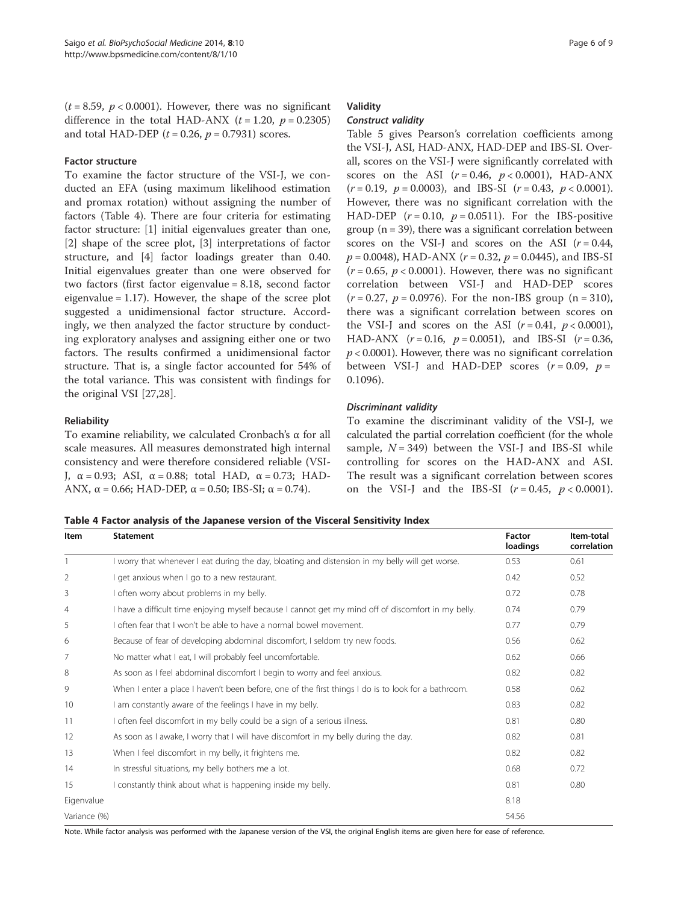($t = 8.59$, $p < 0.0001$). However, there was no significant difference in the total HAD-ANX ($t = 1.20$, $p = 0.2305$) and total HAD-DEP ($t = 0.26$, $p = 0.7931$) scores.

### Factor structure

To examine the factor structure of the VSI-J, we conducted an EFA (using maximum likelihood estimation and promax rotation) without assigning the number of factors (Table 4). There are four criteria for estimating factor structure: [1] initial eigenvalues greater than one, [2] shape of the scree plot, [3] interpretations of factor structure, and [4] factor loadings greater than 0.40. Initial eigenvalues greater than one were observed for two factors (first factor eigenvalue = 8.18, second factor eigenvalue = 1.17). However, the shape of the scree plot suggested a unidimensional factor structure. Accordingly, we then analyzed the factor structure by conducting exploratory analyses and assigning either one or two factors. The results confirmed a unidimensional factor structure. That is, a single factor accounted for 54% of the total variance. This was consistent with findings for the original VSI [27,28].

### Reliability

To examine reliability, we calculated Cronbach's α for all scale measures. All measures demonstrated high internal consistency and were therefore considered reliable (VSI-J, $\alpha = 0.93$; ASI, $\alpha = 0.88$; total HAD, $\alpha = 0.73$; HAD-ANX, $\alpha = 0.66$; HAD-DEP, $\alpha = 0.50$; IBS-SI; $\alpha = 0.74$).

### Validity

#### *Construct validity*

Table 5 gives Pearson's correlation coefficients among the VSI-J, ASI, HAD-ANX, HAD-DEP and IBS-SI. Overall, scores on the VSI-J were significantly correlated with scores on the ASI ($r = 0.46$, $p < 0.0001$), HAD-ANX ($r = 0.19$, $p = 0.0003$), and IBS-SI ($r = 0.43$, $p < 0.0001$). However, there was no significant correlation with the HAD-DEP ($r = 0.10$, $p = 0.0511$). For the IBS-positive group ($n = 39$), there was a significant correlation between scores on the VSI-J and scores on the ASI ($r = 0.44$, $p = 0.0048$), HAD-ANX ($r = 0.32$, $p = 0.0445$), and IBS-SI ($r = 0.65$, $p < 0.0001$). However, there was no significant correlation between VSI-J and HAD-DEP scores ($r = 0.27$, $p = 0.0976$). For the non-IBS group ($n = 310$), there was a significant correlation between scores on the VSI-J and scores on the ASI ($r = 0.41$, $p < 0.0001$), HAD-ANX ($r = 0.16$, $p = 0.0051$), and IBS-SI ($r = 0.36$, $p < 0.0001$). However, there was no significant correlation between VSI-J and HAD-DEP scores ($r = 0.09$, $p = 0.1096$).

#### *Discriminant validity*

To examine the discriminant validity of the VSI-J, we calculated the partial correlation coefficient (for the whole sample, $N = 349$) between the VSI-J and IBS-SI while controlling for scores on the HAD-ANX and ASI. The result was a significant correlation between scores on the VSI-J and the IBS-SI ($r = 0.45$, $p < 0.0001$).

**Table 4 Factor analysis of the Japanese version of the Visceral Sensitivity Index**

| Item | Statement | Factor loadings | Item-total correlation |
|---|---|---|---|
| 1 | I worry that whenever I eat during the day, bloating and distension in my belly will get worse. | 0.53 | 0.61 |
| 2 | I get anxious when I go to a new restaurant. | 0.42 | 0.52 |
| 3 | I often worry about problems in my belly. | 0.72 | 0.78 |
| 4 | I have a difficult time enjoying myself because I cannot get my mind off of discomfort in my belly. | 0.74 | 0.79 |
| 5 | I often fear that I won't be able to have a normal bowel movement. | 0.77 | 0.79 |
| 6 | Because of fear of developing abdominal discomfort, I seldom try new foods. | 0.56 | 0.62 |
| 7 | No matter what I eat, I will probably feel uncomfortable. | 0.62 | 0.66 |
| 8 | As soon as I feel abdominal discomfort I begin to worry and feel anxious. | 0.82 | 0.82 |
| 9 | When I enter a place I haven't been before, one of the first things I do is to look for a bathroom. | 0.58 | 0.62 |
| 10 | I am constantly aware of the feelings I have in my belly. | 0.83 | 0.82 |
| 11 | I often feel discomfort in my belly could be a sign of a serious illness. | 0.81 | 0.80 |
| 12 | As soon as I awake, I worry that I will have discomfort in my belly during the day. | 0.82 | 0.81 |
| 13 | When I feel discomfort in my belly, it frightens me. | 0.82 | 0.82 |
| 14 | In stressful situations, my belly bothers me a lot. | 0.68 | 0.72 |
| 15 | I constantly think about what is happening inside my belly. | 0.81 | 0.80 |
| Eigenvalue | | 8.18 | |
| Variance (%) | | 54.56 | |

Note. While factor analysis was performed with the Japanese version of the VSI, the original English items are given here for ease of reference.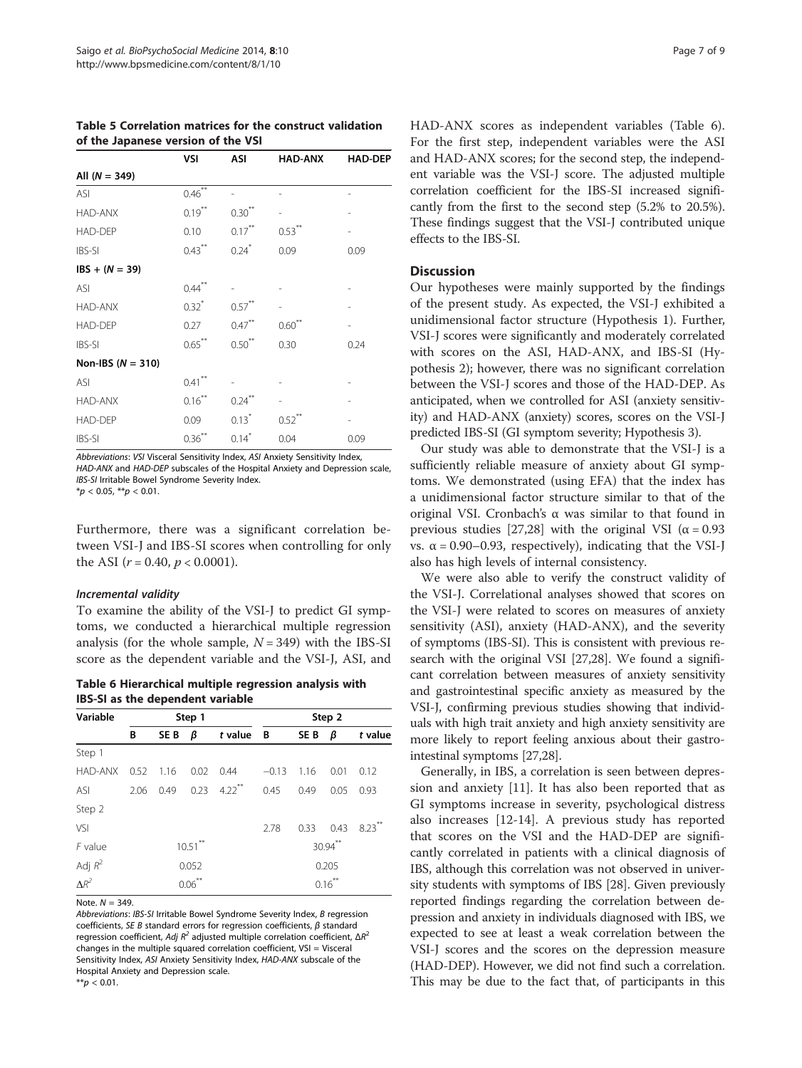**Table 5 Correlation matrices for the construct validation of the Japanese version of the VSI**

| | VSI | ASI | HAD-ANX | HAD-DEP |
|---|---|---|---|---|
| **All (*N* = 349)** | | | | |
| ASI | 0.46** | - | - | - |
| HAD-ANX | 0.19** | 0.30** | - | - |
| HAD-DEP | 0.10 | 0.17** | 0.53** | - |
| IBS-SI | 0.43** | 0.24* | 0.09 | 0.09 |
| **IBS + (*N* = 39)** | | | | |
| ASI | 0.44** | - | - | - |
| HAD-ANX | 0.32* | 0.57** | - | - |
| HAD-DEP | 0.27 | 0.47** | 0.60** | - |
| IBS-SI | 0.65** | 0.50** | 0.30 | 0.24 |
| **Non-IBS (*N* = 310)** | | | | |
| ASI | 0.41** | - | - | - |
| HAD-ANX | 0.16** | 0.24** | - | - |
| HAD-DEP | 0.09 | 0.13* | 0.52** | - |
| IBS-SI | 0.36** | 0.14* | 0.04 | 0.09 |

*Abbreviations*: *VSI* Visceral Sensitivity Index, *ASI* Anxiety Sensitivity Index, *HAD-ANX* and *HAD-DEP* subscales of the Hospital Anxiety and Depression scale, *IBS-SI* Irritable Bowel Syndrome Severity Index.
*$p < 0.05$, **$p < 0.01$.

Furthermore, there was a significant correlation between VSI-J and IBS-SI scores when controlling for only the ASI ($r = 0.40$, $p < 0.0001$).

#### *Incremental validity*

To examine the ability of the VSI-J to predict GI symptoms, we conducted a hierarchical multiple regression analysis (for the whole sample, $N = 349$) with the IBS-SI score as the dependent variable and the VSI-J, ASI, and HAD-ANX scores as independent variables (Table 6). For the first step, independent variables were the ASI and HAD-ANX scores; for the second step, the independent variable was the VSI-J score. The adjusted multiple correlation coefficient for the IBS-SI increased significantly from the first to the second step (5.2% to 20.5%). These findings suggest that the VSI-J contributed unique effects to the IBS-SI.

**Table 6 Hierarchical multiple regression analysis with IBS-SI as the dependent variable**

| Variable | Step 1 | | | | Step 2 | | | |
|---|---|---|---|---|---|---|---|---|
| | B | SE B | *β* | *t* value | B | SE B | *β* | *t* value |
| Step 1 | | | | | | | | |
| HAD-ANX | 0.52 | 1.16 | 0.02 | 0.44 | −0.13 | 1.16 | 0.01 | 0.12 |
| ASI | 2.06 | 0.49 | 0.23 | 4.22** | 0.45 | 0.49 | 0.05 | 0.93 |
| Step 2 | | | | | | | | |
| VSI | | | | | 2.78 | 0.33 | 0.43 | 8.23** |
| *F* value | 10.51** | | | | 30.94** | | | |
| Adj $R^2$ | 0.052 | | | | 0.205 | | | |
| $\Delta R^2$ | 0.06** | | | | 0.16** | | | |

Note. $N = 349$.
*Abbreviations*: *IBS-SI* Irritable Bowel Syndrome Severity Index, *B* regression coefficients, *SE B* standard errors for regression coefficients, *β* standard regression coefficient, *Adj $R^2$* adjusted multiple correlation coefficient, $\Delta R^2$ changes in the multiple squared correlation coefficient, VSI = Visceral Sensitivity Index, *ASI* Anxiety Sensitivity Index, *HAD-ANX* subscale of the Hospital Anxiety and Depression scale.
**$p < 0.01$.

## Discussion

Our hypotheses were mainly supported by the findings of the present study. As expected, the VSI-J exhibited a unidimensional factor structure (Hypothesis 1). Further, VSI-J scores were significantly and moderately correlated with scores on the ASI, HAD-ANX, and IBS-SI (Hypothesis 2); however, there was no significant correlation between the VSI-J scores and those of the HAD-DEP. As anticipated, when we controlled for ASI (anxiety sensitivity) and HAD-ANX (anxiety) scores, scores on the VSI-J predicted IBS-SI (GI symptom severity; Hypothesis 3).

Our study was able to demonstrate that the VSI-J is a sufficiently reliable measure of anxiety about GI symptoms. We demonstrated (using EFA) that the index has a unidimensional factor structure similar to that of the original VSI. Cronbach's α was similar to that found in previous studies [27,28] with the original VSI ($\alpha = 0.93$ vs. $\alpha = 0.90–0.93$, respectively), indicating that the VSI-J also has high levels of internal consistency.

We were also able to verify the construct validity of the VSI-J. Correlational analyses showed that scores on the VSI-J were related to scores on measures of anxiety sensitivity (ASI), anxiety (HAD-ANX), and the severity of symptoms (IBS-SI). This is consistent with previous research with the original VSI [27,28]. We found a significant correlation between measures of anxiety sensitivity and gastrointestinal specific anxiety as measured by the VSI-J, confirming previous studies showing that individuals with high trait anxiety and high anxiety sensitivity are more likely to report feeling anxious about their gastrointestinal symptoms [27,28].

Generally, in IBS, a correlation is seen between depression and anxiety [11]. It has also been reported that as GI symptoms increase in severity, psychological distress also increases [12-14]. A previous study has reported that scores on the VSI and the HAD-DEP are significantly correlated in patients with a clinical diagnosis of IBS, although this correlation was not observed in university students with symptoms of IBS [28]. Given previously reported findings regarding the correlation between depression and anxiety in individuals diagnosed with IBS, we expected to see at least a weak correlation between the VSI-J scores and the scores on the depression measure (HAD-DEP). However, we did not find such a correlation. This may be due to the fact that, of participants in this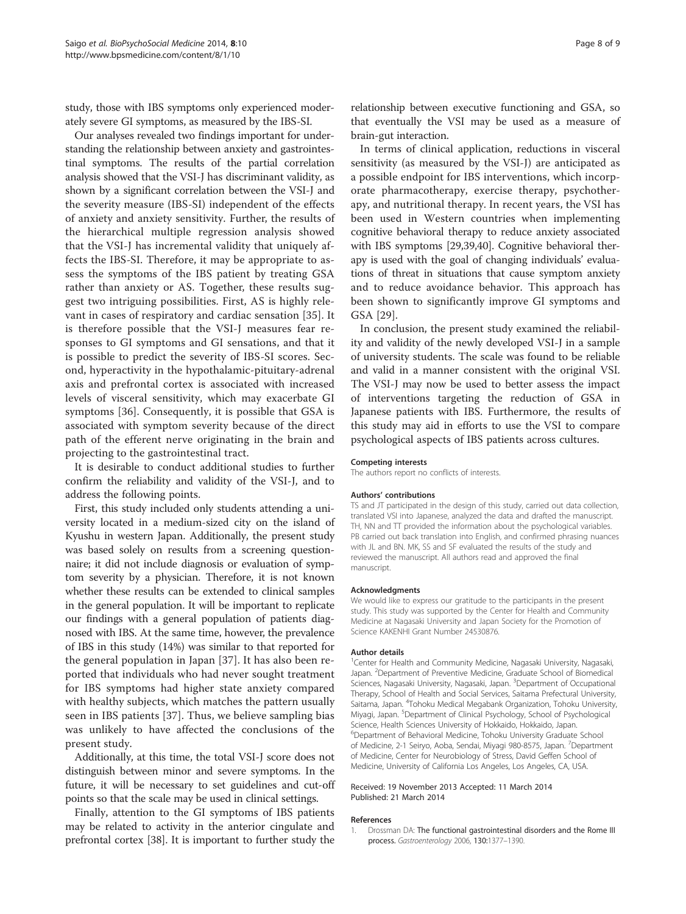study, those with IBS symptoms only experienced moderately severe GI symptoms, as measured by the IBS-SI.

Our analyses revealed two findings important for understanding the relationship between anxiety and gastrointestinal symptoms. The results of the partial correlation analysis showed that the VSI-J has discriminant validity, as shown by a significant correlation between the VSI-J and the severity measure (IBS-SI) independent of the effects of anxiety and anxiety sensitivity. Further, the results of the hierarchical multiple regression analysis showed that the VSI-J has incremental validity that uniquely affects the IBS-SI. Therefore, it may be appropriate to assess the symptoms of the IBS patient by treating GSA rather than anxiety or AS. Together, these results suggest two intriguing possibilities. First, AS is highly relevant in cases of respiratory and cardiac sensation [35]. It is therefore possible that the VSI-J measures fear responses to GI symptoms and GI sensations, and that it is possible to predict the severity of IBS-SI scores. Second, hyperactivity in the hypothalamic-pituitary-adrenal axis and prefrontal cortex is associated with increased levels of visceral sensitivity, which may exacerbate GI symptoms [36]. Consequently, it is possible that GSA is associated with symptom severity because of the direct path of the efferent nerve originating in the brain and projecting to the gastrointestinal tract.

It is desirable to conduct additional studies to further confirm the reliability and validity of the VSI-J, and to address the following points.

First, this study included only students attending a university located in a medium-sized city on the island of Kyushu in western Japan. Additionally, the present study was based solely on results from a screening questionnaire; it did not include diagnosis or evaluation of symptom severity by a physician. Therefore, it is not known whether these results can be extended to clinical samples in the general population. It will be important to replicate our findings with a general population of patients diagnosed with IBS. At the same time, however, the prevalence of IBS in this study (14%) was similar to that reported for the general population in Japan [37]. It has also been reported that individuals who had never sought treatment for IBS symptoms had higher state anxiety compared with healthy subjects, which matches the pattern usually seen in IBS patients [37]. Thus, we believe sampling bias was unlikely to have affected the conclusions of the present study.

Additionally, at this time, the total VSI-J score does not distinguish between minor and severe symptoms. In the future, it will be necessary to set guidelines and cut-off points so that the scale may be used in clinical settings.

Finally, attention to the GI symptoms of IBS patients may be related to activity in the anterior cingulate and prefrontal cortex [38]. It is important to further study the relationship between executive functioning and GSA, so that eventually the VSI may be used as a measure of brain-gut interaction.

In terms of clinical application, reductions in visceral sensitivity (as measured by the VSI-J) are anticipated as a possible endpoint for IBS interventions, which incorporate pharmacotherapy, exercise therapy, psychotherapy, and nutritional therapy. In recent years, the VSI has been used in Western countries when implementing cognitive behavioral therapy to reduce anxiety associated with IBS symptoms [29,39,40]. Cognitive behavioral therapy is used with the goal of changing individuals' evaluations of threat in situations that cause symptom anxiety and to reduce avoidance behavior. This approach has been shown to significantly improve GI symptoms and GSA [29].

In conclusion, the present study examined the reliability and validity of the newly developed VSI-J in a sample of university students. The scale was found to be reliable and valid in a manner consistent with the original VSI. The VSI-J may now be used to better assess the impact of interventions targeting the reduction of GSA in Japanese patients with IBS. Furthermore, the results of this study may aid in efforts to use the VSI to compare psychological aspects of IBS patients across cultures.

#### Competing interests

The authors report no conflicts of interests.

#### Authors' contributions

TS and JT participated in the design of this study, carried out data collection, translated VSI into Japanese, analyzed the data and drafted the manuscript. TH, NN and TT provided the information about the psychological variables. PB carried out back translation into English, and confirmed phrasing nuances with JL and BN. MK, SS and SF evaluated the results of the study and reviewed the manuscript. All authors read and approved the final manuscript.

#### Acknowledgments

We would like to express our gratitude to the participants in the present study. This study was supported by the Center for Health and Community Medicine at Nagasaki University and Japan Society for the Promotion of Science KAKENHI Grant Number 24530876.

#### Author details

[1]Center for Health and Community Medicine, Nagasaki University, Nagasaki, Japan. [2]Department of Preventive Medicine, Graduate School of Biomedical Sciences, Nagasaki University, Nagasaki, Japan. [3]Department of Occupational Therapy, School of Health and Social Services, Saitama Prefectural University, Saitama, Japan. [4]Tohoku Medical Megabank Organization, Tohoku University, Miyagi, Japan. [5]Department of Clinical Psychology, School of Psychological Science, Health Sciences University of Hokkaido, Hokkaido, Japan. [6]Department of Behavioral Medicine, Tohoku University Graduate School of Medicine, 2-1 Seiryo, Aoba, Sendai, Miyagi 980-8575, Japan. [7]Department of Medicine, Center for Neurobiology of Stress, David Geffen School of Medicine, University of California Los Angeles, Los Angeles, CA, USA.

Received: 19 November 2013 Accepted: 11 March 2014
Published: 21 March 2014

#### References

1. Drossman DA: **The functional gastrointestinal disorders and the Rome III process.** *Gastroenterology* 2006, **130:**1377–1390.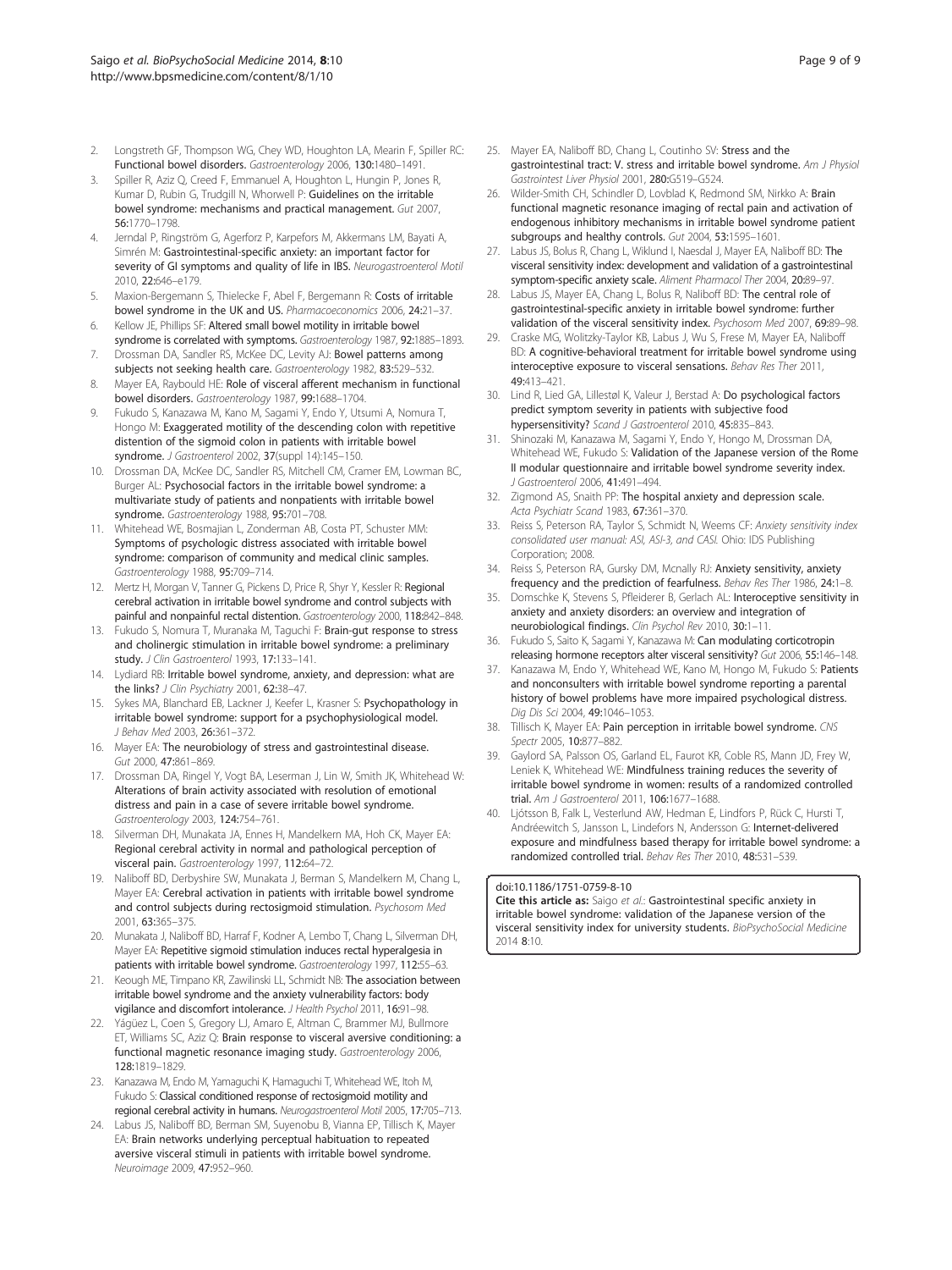2. Longstreth GF, Thompson WG, Chey WD, Houghton LA, Mearin F, Spiller RC: **Functional bowel disorders.** *Gastroenterology* 2006, **130:**1480–1491.
3. Spiller R, Aziz Q, Creed F, Emmanuel A, Houghton L, Hungin P, Jones R, Kumar D, Rubin G, Trudgill N, Whorwell P: **Guidelines on the irritable bowel syndrome: mechanisms and practical management.** *Gut* 2007, **56:**1770–1798.
4. Jerndal P, Ringström G, Agerforz P, Karpefors M, Akkermans LM, Bayati A, Simrén M: **Gastrointestinal-specific anxiety: an important factor for severity of GI symptoms and quality of life in IBS.** *Neurogastroenterol Motil* 2010, **22:**646–e179.
5. Maxion-Bergemann S, Thielecke F, Abel F, Bergemann R: **Costs of irritable bowel syndrome in the UK and US.** *Pharmacoeconomics* 2006, **24:**21–37.
6. Kellow JE, Phillips SF: **Altered small bowel motility in irritable bowel syndrome is correlated with symptoms.** *Gastroenterology* 1987, **92:**1885–1893.
7. Drossman DA, Sandler RS, McKee DC, Levity AJ: **Bowel patterns among subjects not seeking health care.** *Gastroenterology* 1982, **83:**529–532.
8. Mayer EA, Raybould HE: **Role of visceral afferent mechanism in functional bowel disorders.** *Gastroenterology* 1987, **99:**1688–1704.
9. Fukudo S, Kanazawa M, Kano M, Sagami Y, Endo Y, Utsumi A, Nomura T, Hongo M: **Exaggerated motility of the descending colon with repetitive distention of the sigmoid colon in patients with irritable bowel syndrome.** *J Gastroenterol* 2002, **37**(suppl 14):145–150.
10. Drossman DA, McKee DC, Sandler RS, Mitchell CM, Cramer EM, Lowman BC, Burger AL: **Psychosocial factors in the irritable bowel syndrome: a multivariate study of patients and nonpatients with irritable bowel syndrome.** *Gastroenterology* 1988, **95:**701–708.
11. Whitehead WE, Bosmajian L, Zonderman AB, Costa PT, Schuster MM: **Symptoms of psychologic distress associated with irritable bowel syndrome: comparison of community and medical clinic samples.** *Gastroenterology* 1988, **95:**709–714.
12. Mertz H, Morgan V, Tanner G, Pickens D, Price R, Shyr Y, Kessler R: **Regional cerebral activation in irritable bowel syndrome and control subjects with painful and nonpainful rectal distention.** *Gastroenterology* 2000, **118:**842–848.
13. Fukudo S, Nomura T, Muranaka M, Taguchi F: **Brain-gut response to stress and cholinergic stimulation in irritable bowel syndrome: a preliminary study.** *J Clin Gastroenterol* 1993, **17:**133–141.
14. Lydiard RB: **Irritable bowel syndrome, anxiety, and depression: what are the links?** *J Clin Psychiatry* 2001, **62:**38–47.
15. Sykes MA, Blanchard EB, Lackner J, Keefer L, Krasner S: **Psychopathology in irritable bowel syndrome: support for a psychophysiological model.** *J Behav Med* 2003, **26:**361–372.
16. Mayer EA: **The neurobiology of stress and gastrointestinal disease.** *Gut* 2000, **47:**861–869.
17. Drossman DA, Ringel Y, Vogt BA, Leserman J, Lin W, Smith JK, Whitehead W: **Alterations of brain activity associated with resolution of emotional distress and pain in a case of severe irritable bowel syndrome.** *Gastroenterology* 2003, **124:**754–761.
18. Silverman DH, Munakata JA, Ennes H, Mandelkern MA, Hoh CK, Mayer EA: **Regional cerebral activity in normal and pathological perception of visceral pain.** *Gastroenterology* 1997, **112:**64–72.
19. Naliboff BD, Derbyshire SW, Munakata J, Berman S, Mandelkern M, Chang L, Mayer EA: **Cerebral activation in patients with irritable bowel syndrome and control subjects during rectosigmoid stimulation.** *Psychosom Med* 2001, **63:**365–375.
20. Munakata J, Naliboff BD, Harraf F, Kodner A, Lembo T, Chang L, Silverman DH, Mayer EA: **Repetitive sigmoid stimulation induces rectal hyperalgesia in patients with irritable bowel syndrome.** *Gastroenterology* 1997, **112:**55–63.
21. Keough ME, Timpano KR, Zawilinski LL, Schmidt NB: **The association between irritable bowel syndrome and the anxiety vulnerability factors: body vigilance and discomfort intolerance.** *J Health Psychol* 2011, **16:**91–98.
22. Yágüez L, Coen S, Gregory LJ, Amaro E, Altman C, Brammer MJ, Bullmore ET, Williams SC, Aziz Q: **Brain response to visceral aversive conditioning: a functional magnetic resonance imaging study.** *Gastroenterology* 2006, **128:**1819–1829.
23. Kanazawa M, Endo M, Yamaguchi K, Hamaguchi T, Whitehead WE, Itoh M, Fukudo S: **Classical conditioned response of rectosigmoid motility and regional cerebral activity in humans.** *Neurogastroenterol Motil* 2005, **17:**705–713.
24. Labus JS, Naliboff BD, Berman SM, Suyenobu B, Vianna EP, Tillisch K, Mayer EA: **Brain networks underlying perceptual habituation to repeated aversive visceral stimuli in patients with irritable bowel syndrome.** *Neuroimage* 2009, **47:**952–960.
25. Mayer EA, Naliboff BD, Chang L, Coutinho SV: **Stress and the gastrointestinal tract: V. stress and irritable bowel syndrome.** *Am J Physiol Gastrointest Liver Physiol* 2001, **280:**G519–G524.
26. Wilder-Smith CH, Schindler D, Lovblad K, Redmond SM, Nirkko A: **Brain functional magnetic resonance imaging of rectal pain and activation of endogenous inhibitory mechanisms in irritable bowel syndrome patient subgroups and healthy controls.** *Gut* 2004, **53:**1595–1601.
27. Labus JS, Bolus R, Chang L, Wiklund I, Naesdal J, Mayer EA, Naliboff BD: **The visceral sensitivity index: development and validation of a gastrointestinal symptom-specific anxiety scale.** *Aliment Pharmacol Ther* 2004, **20:**89–97.
28. Labus JS, Mayer EA, Chang L, Bolus R, Naliboff BD: **The central role of gastrointestinal-specific anxiety in irritable bowel syndrome: further validation of the visceral sensitivity index.** *Psychosom Med* 2007, **69:**89–98.
29. Craske MG, Wolitzky-Taylor KB, Labus J, Wu S, Frese M, Mayer EA, Naliboff BD: **A cognitive-behavioral treatment for irritable bowel syndrome using interoceptive exposure to visceral sensations.** *Behav Res Ther* 2011, **49:**413–421.
30. Lind R, Lied GA, Lillestøl K, Valeur J, Berstad A: **Do psychological factors predict symptom severity in patients with subjective food hypersensitivity?** *Scand J Gastroenterol* 2010, **45:**835–843.
31. Shinozaki M, Kanazawa M, Sagami Y, Endo Y, Hongo M, Drossman DA, Whitehead WE, Fukudo S: **Validation of the Japanese version of the Rome II modular questionnaire and irritable bowel syndrome severity index.** *J Gastroenterol* 2006, **41:**491–494.
32. Zigmond AS, Snaith PP: **The hospital anxiety and depression scale.** *Acta Psychiatr Scand* 1983, **67:**361–370.
33. Reiss S, Peterson RA, Taylor S, Schmidt N, Weems CF: *Anxiety sensitivity index consolidated user manual: ASI, ASI-3, and CASI.* Ohio: IDS Publishing Corporation; 2008.
34. Reiss S, Peterson RA, Gursky DM, Mcnally RJ: **Anxiety sensitivity, anxiety frequency and the prediction of fearfulness.** *Behav Res Ther* 1986, **24:**1–8.
35. Domschke K, Stevens S, Pfleiderer B, Gerlach AL: **Interoceptive sensitivity in anxiety and anxiety disorders: an overview and integration of neurobiological findings.** *Clin Psychol Rev* 2010, **30:**1–11.
36. Fukudo S, Saito K, Sagami Y, Kanazawa M: **Can modulating corticotropin releasing hormone receptors alter visceral sensitivity?** *Gut* 2006, **55:**146–148.
37. Kanazawa M, Endo Y, Whitehead WE, Kano M, Hongo M, Fukudo S: **Patients and nonconsulters with irritable bowel syndrome reporting a parental history of bowel problems have more impaired psychological distress.** *Dig Dis Sci* 2004, **49:**1046–1053.
38. Tillisch K, Mayer EA: **Pain perception in irritable bowel syndrome.** *CNS Spectr* 2005, **10:**877–882.
39. Gaylord SA, Palsson OS, Garland EL, Faurot KR, Coble RS, Mann JD, Frey W, Leniek K, Whitehead WE: **Mindfulness training reduces the severity of irritable bowel syndrome in women: results of a randomized controlled trial.** *Am J Gastroenterol* 2011, **106:**1677–1688.
40. Ljótsson B, Falk L, Vesterlund AW, Hedman E, Lindfors P, Rück C, Hursti T, Andréewitch S, Jansson L, Lindefors N, Andersson G: **Internet-delivered exposure and mindfulness based therapy for irritable bowel syndrome: a randomized controlled trial.** *Behav Res Ther* 2010, **48:**531–539.

doi:10.1186/1751-0759-8-10

**Cite this article as:** Saigo *et al.*: Gastrointestinal specific anxiety in irritable bowel syndrome: validation of the Japanese version of the visceral sensitivity index for university students. *BioPsychoSocial Medicine* 2014 **8**:10.